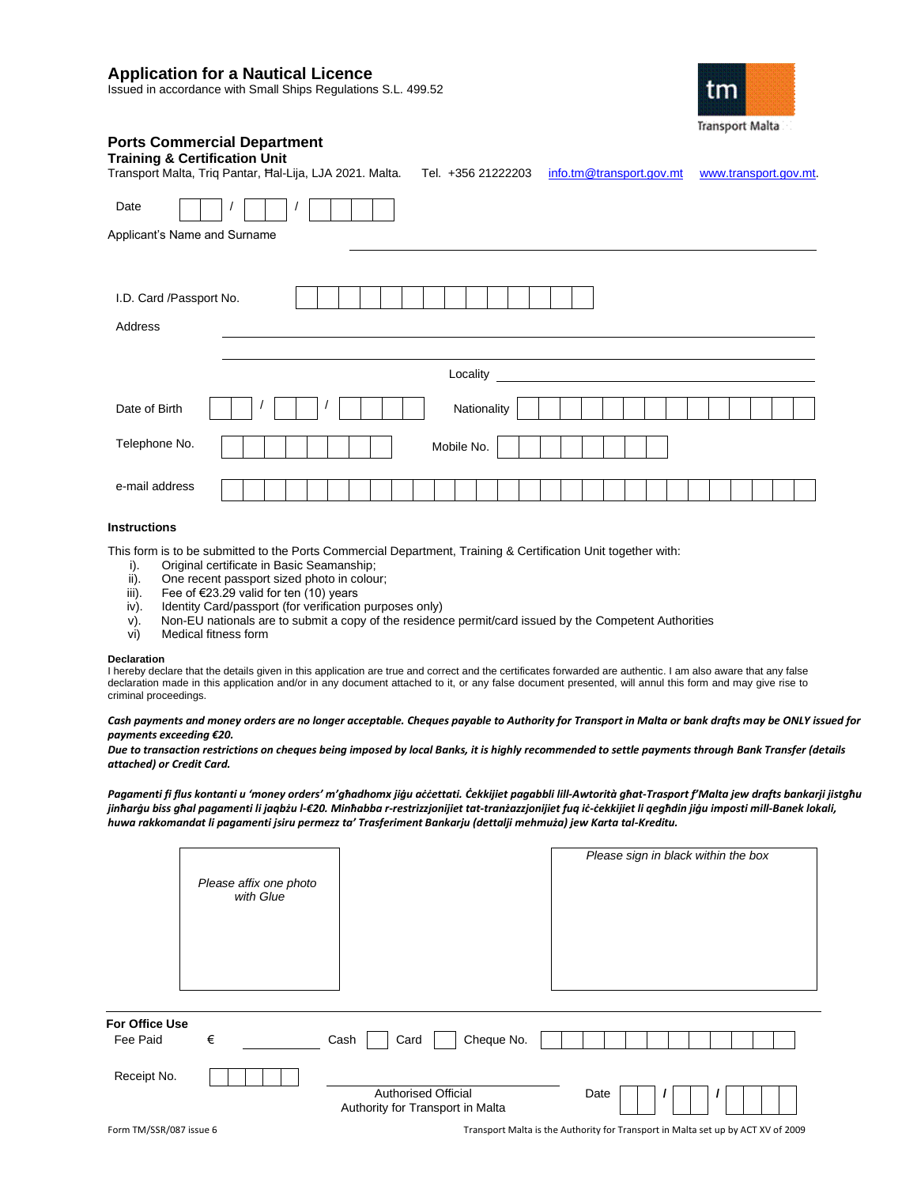# Application for a Nautical Licence

Issued in accordance with Small Ships Regulations S.L. 499.52

Transport Malta

## Ports Commercial Department

### Training & Certification Unit

Transport Malta, Triq Pantar, Ħal-Lija, LJA 2021. Malta. Tel. +356 21222203 info.tm@transport.gov.mt www.transport.gov.mt.

Date ___ / ___ / _____

Applicant's Name and Surname ______________________________

I.D. Card /Passport No. ______________________________

Address ______________________________

______________________________

Locality ______________________________

Date of Birth ___ / ___ / _____ Nationality ______________________________

Telephone No. ______________________________ Mobile No. ______________________________

e-mail address ______________________________

### Instructions

This form is to be submitted to the Ports Commercial Department, Training & Certification Unit together with:

i). Original certificate in Basic Seamanship;
ii). One recent passport sized photo in colour;
iii). Fee of €23.29 valid for ten (10) years
iv). Identity Card/passport (for verification purposes only)
v). Non-EU nationals are to submit a copy of the residence permit/card issued by the Competent Authorities
vi) Medical fitness form

**Declaration**

I hereby declare that the details given in this application are true and correct and the certificates forwarded are authentic. I am also aware that any false declaration made in this application and/or in any document attached to it, or any false document presented, will annul this form and may give rise to criminal proceedings.

***Cash payments and money orders are no longer acceptable. Cheques payable to Authority for Transport in Malta or bank drafts may be ONLY issued for payments exceeding €20.***
***Due to transaction restrictions on cheques being imposed by local Banks, it is highly recommended to settle payments through Bank Transfer (details attached) or Credit Card.***

***Pagamenti fi flus kontanti u 'money orders' m'għadhomx jiġu aċċettati. Ċekkijiet pagabbli lill-Awtorità għat-Trasport f'Malta jew drafts bankarji jistgħu jinħarġu biss għal pagamenti li jaqbżu l-€20. Minħabba r-restrizzjonijiet tat-tranżazzjonijiet fuq iċ-ċekkijiet li qegħdin jiġu imposti mill-Banek lokali, huwa rakkomandat li pagamenti jsiru permezz ta' Trasferiment Bankarju (dettalji mehmuża) jew Karta tal-Kreditu.***

*Please affix one photo with Glue*

*Please sign in black within the box*

**For Office Use**

Fee Paid € __________ Cash ☐ Card ☐ Cheque No. ______________________________

Receipt No. __________

______________________________
Authorised Official
Authority for Transport in Malta

Date ___ / ___ / _____

Form TM/SSR/087 issue 6

Transport Malta is the Authority for Transport in Malta set up by ACT XV of 2009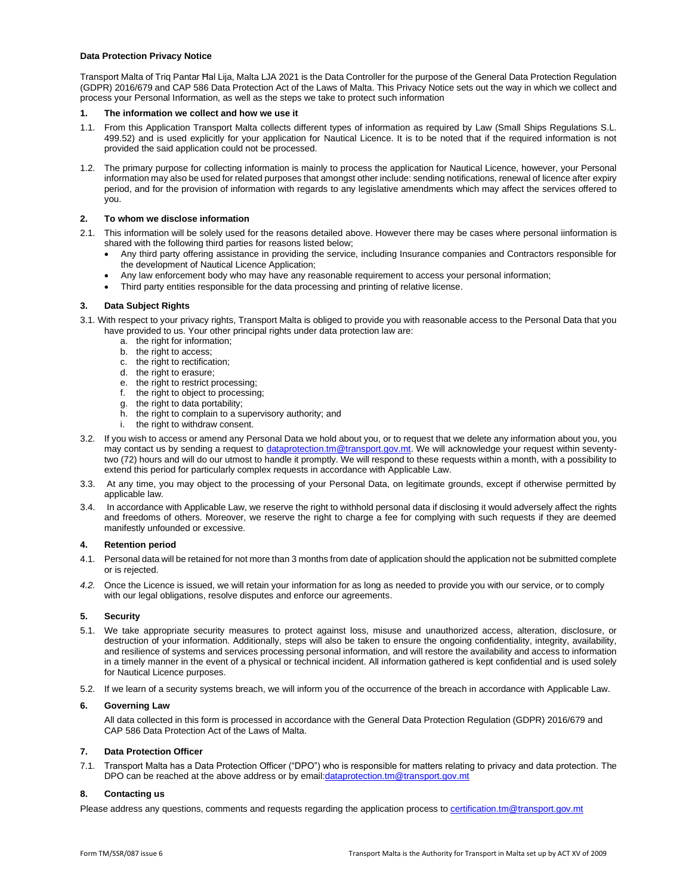**Data Protection Privacy Notice**

Transport Malta of Triq Pantar Ħal Lija, Malta LJA 2021 is the Data Controller for the purpose of the General Data Protection Regulation (GDPR) 2016/679 and CAP 586 Data Protection Act of the Laws of Malta. This Privacy Notice sets out the way in which we collect and process your Personal Information, as well as the steps we take to protect such information

**1. The information we collect and how we use it**

1.1. From this Application Transport Malta collects different types of information as required by Law (Small Ships Regulations S.L. 499.52) and is used explicitly for your application for Nautical Licence. It is to be noted that if the required information is not provided the said application could not be processed.

1.2. The primary purpose for collecting information is mainly to process the application for Nautical Licence, however, your Personal information may also be used for related purposes that amongst other include: sending notifications, renewal of licence after expiry period, and for the provision of information with regards to any legislative amendments which may affect the services offered to you.

**2. To whom we disclose information**

2.1. This information will be solely used for the reasons detailed above. However there may be cases where personal iinformation is shared with the following third parties for reasons listed below;

- Any third party offering assistance in providing the service, including Insurance companies and Contractors responsible for the development of Nautical Licence Application;
- Any law enforcement body who may have any reasonable requirement to access your personal information;
- Third party entities responsible for the data processing and printing of relative license.

**3. Data Subject Rights**

3.1. With respect to your privacy rights, Transport Malta is obliged to provide you with reasonable access to the Personal Data that you have provided to us. Your other principal rights under data protection law are:

a. the right for information;
b. the right to access;
c. the right to rectification;
d. the right to erasure;
e. the right to restrict processing;
f. the right to object to processing;
g. the right to data portability;
h. the right to complain to a supervisory authority; and
i. the right to withdraw consent.

3.2. If you wish to access or amend any Personal Data we hold about you, or to request that we delete any information about you, you may contact us by sending a request to dataprotection.tm@transport.gov.mt. We will acknowledge your request within seventy-two (72) hours and will do our utmost to handle it promptly. We will respond to these requests within a month, with a possibility to extend this period for particularly complex requests in accordance with Applicable Law.

3.3. At any time, you may object to the processing of your Personal Data, on legitimate grounds, except if otherwise permitted by applicable law.

3.4. In accordance with Applicable Law, we reserve the right to withhold personal data if disclosing it would adversely affect the rights and freedoms of others. Moreover, we reserve the right to charge a fee for complying with such requests if they are deemed manifestly unfounded or excessive.

**4. Retention period**

4.1. Personal data will be retained for not more than 3 months from date of application should the application not be submitted complete or is rejected.

*4.2.* Once the Licence is issued, we will retain your information for as long as needed to provide you with our service, or to comply with our legal obligations, resolve disputes and enforce our agreements.

**5. Security**

5.1. We take appropriate security measures to protect against loss, misuse and unauthorized access, alteration, disclosure, or destruction of your information. Additionally, steps will also be taken to ensure the ongoing confidentiality, integrity, availability, and resilience of systems and services processing personal information, and will restore the availability and access to information in a timely manner in the event of a physical or technical incident. All information gathered is kept confidential and is used solely for Nautical Licence purposes.

5.2. If we learn of a security systems breach, we will inform you of the occurrence of the breach in accordance with Applicable Law.

**6. Governing Law**

All data collected in this form is processed in accordance with the General Data Protection Regulation (GDPR) 2016/679 and CAP 586 Data Protection Act of the Laws of Malta.

**7. Data Protection Officer**

7.1. Transport Malta has a Data Protection Officer ("DPO") who is responsible for matters relating to privacy and data protection. The DPO can be reached at the above address or by email:dataprotection.tm@transport.gov.mt

**8. Contacting us**

Please address any questions, comments and requests regarding the application process to certification.tm@transport.gov.mt

Form TM/SSR/087 issue 6 Transport Malta is the Authority for Transport in Malta set up by ACT XV of 2009